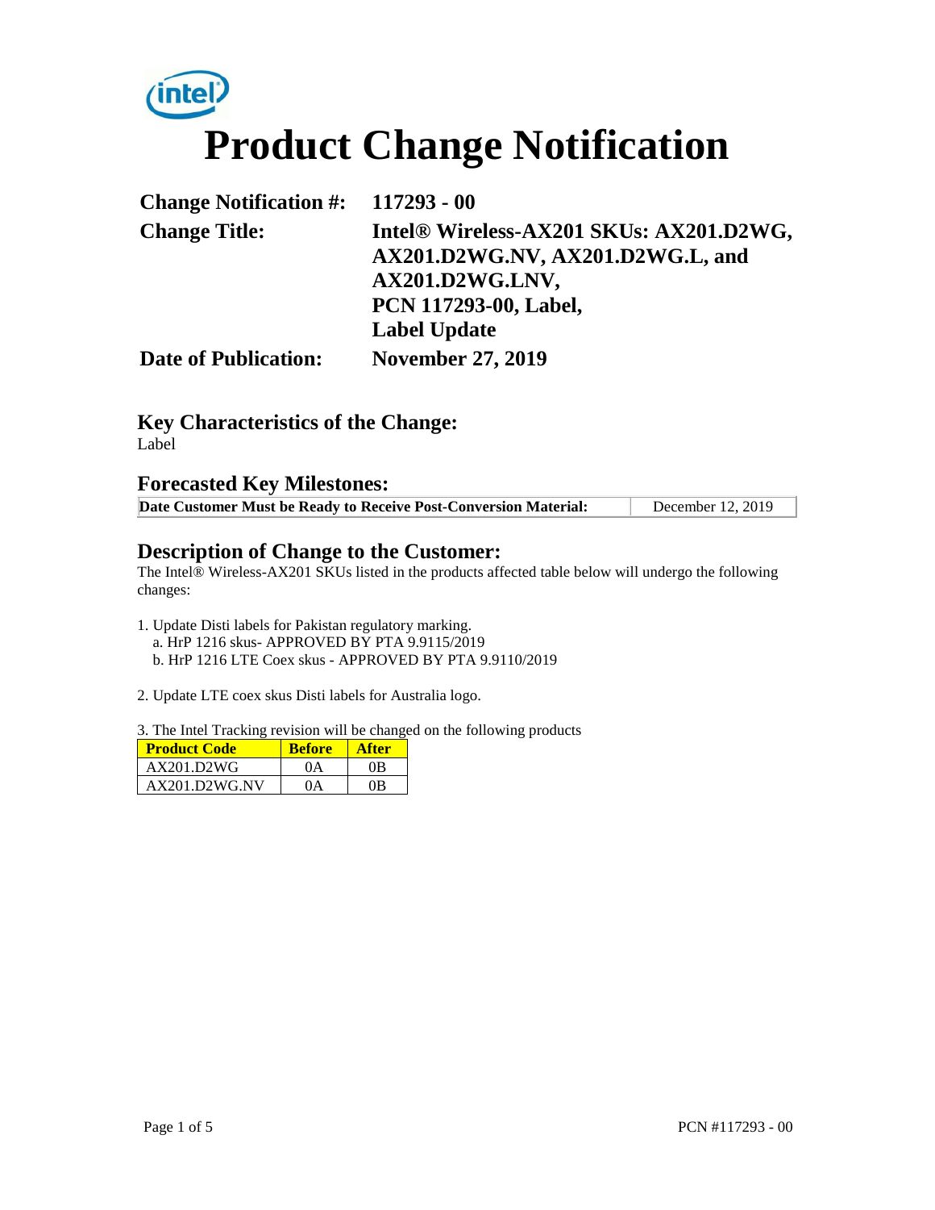# Product Change Notification

| | |
|---|---|
| **Change Notification #:** | **117293 - 00** |
| **Change Title:** | **Intel® Wireless-AX201 SKUs: AX201.D2WG, AX201.D2WG.NV, AX201.D2WG.L, and AX201.D2WG.LNV, PCN 117293-00, Label, Label Update** |
| **Date of Publication:** | **November 27, 2019** |

## Key Characteristics of the Change:

Label

## Forecasted Key Milestones:

| | |
|---|---|
| **Date Customer Must be Ready to Receive Post-Conversion Material:** | December 12, 2019 |

## Description of Change to the Customer:

The Intel® Wireless-AX201 SKUs listed in the products affected table below will undergo the following changes:

1. Update Disti labels for Pakistan regulatory marking.
   a. HrP 1216 skus- APPROVED BY PTA 9.9115/2019
   b. HrP 1216 LTE Coex skus - APPROVED BY PTA 9.9110/2019

2. Update LTE coex skus Disti labels for Australia logo.

3. The Intel Tracking revision will be changed on the following products

| Product Code | Before | After |
|---|---|---|
| AX201.D2WG | 0A | 0B |
| AX201.D2WG.NV | 0A | 0B |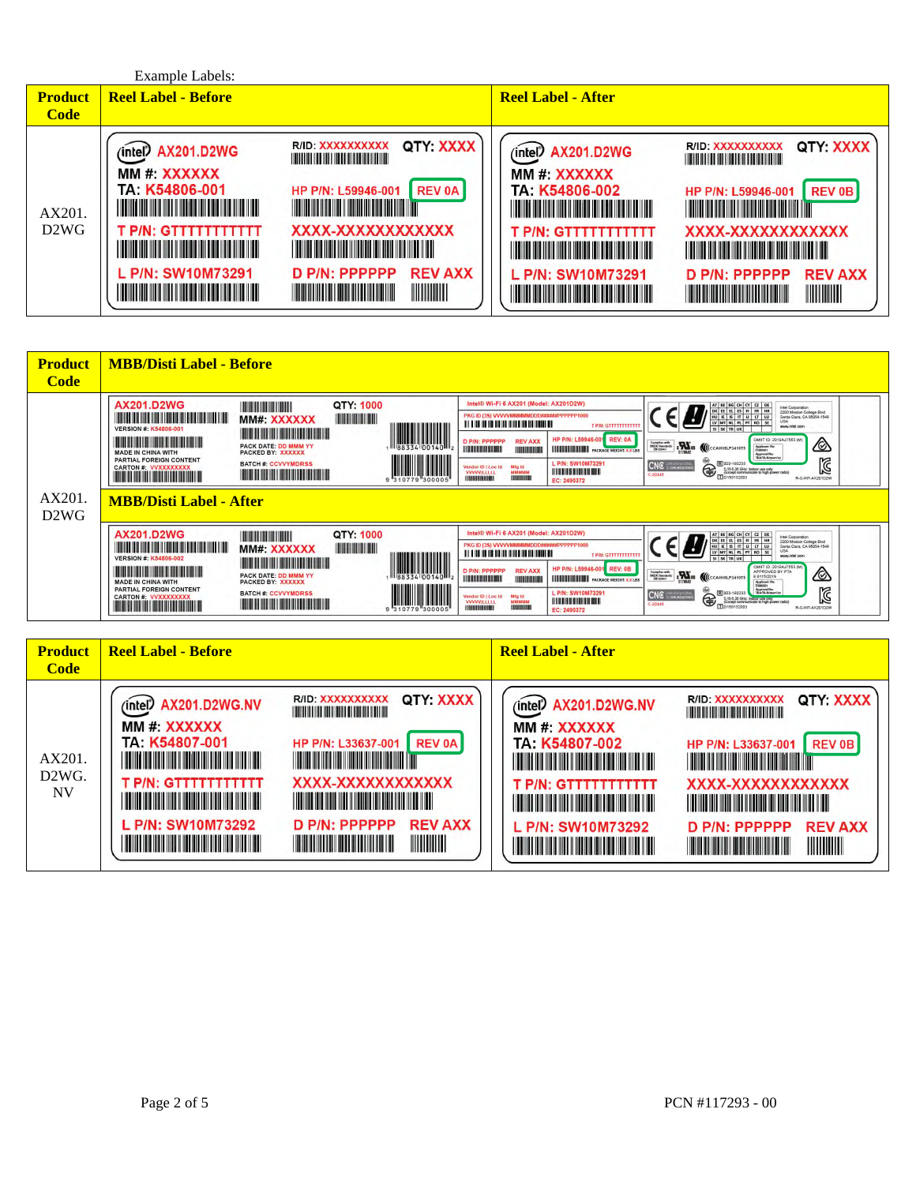Example Labels:

| Product Code | Reel Label - Before | Reel Label - After |
|---|---|---|
| AX201. D2WG | AX201.D2WG<br>R/ID: XXXXXXXXXX QTY: XXXX<br>MM #: XXXXXX<br>TA: K54806-001<br>HP P/N: L59946-001 REV 0A<br>T P/N: GTTTTTTTTTTT<br>XXXX-XXXXXXXXXXXX<br>L P/N: SW10M73291<br>D P/N: PPPPPP REV AXX | AX201.D2WG<br>R/ID: XXXXXXXXXX QTY: XXXX<br>MM #: XXXXXX<br>TA: K54806-002<br>HP P/N: L59946-001 REV 0B<br>T P/N: GTTTTTTTTTTT<br>XXXX-XXXXXXXXXXXX<br>L P/N: SW10M73291<br>D P/N: PPPPPP REV AXX |

| Product Code | MBB/Disti Label |
|---|---|
| AX201. D2WG | **MBB/Disti Label - Before**<br>AX201.D2WG QTY: 1000<br>MM#: XXXXXX<br>VERSION #: K54806-001<br>PACK DATE: DD MMM YY<br>PACKED BY: XXXXXX<br>MADE IN CHINA WITH PARTIAL FOREIGN CONTENT<br>CARTON #: VVXXXXXXXXX<br>BATCH #: CCVVYMDRSS<br>Intel® Wi-Fi 6 AX201 (Model: AX201D2W)<br>HP P/N: L59946-001 REV: 0A<br>L P/N: SW10M73291<br>EC: 2490372 |
| | **MBB/Disti Label - After**<br>AX201.D2WG QTY: 1000<br>MM#: XXXXXX<br>VERSION #: K54806-002<br>PACK DATE: DD MMM YY<br>PACKED BY: XXXXXX<br>MADE IN CHINA WITH PARTIAL FOREIGN CONTENT<br>CARTON #: VVXXXXXXXXX<br>BATCH #: CCVVYMDRSS<br>Intel® Wi-Fi 6 AX201 (Model: AX201D2W)<br>HP P/N: L59946-001 REV: 0B<br>L P/N: SW10M73291<br>EC: 2490372 |

| Product Code | Reel Label - Before | Reel Label - After |
|---|---|---|
| AX201. D2WG. NV | AX201.D2WG.NV<br>R/ID: XXXXXXXXXX QTY: XXXX<br>MM #: XXXXXX<br>TA: K54807-001<br>HP P/N: L33637-001 REV 0A<br>T P/N: GTTTTTTTTTTT<br>XXXX-XXXXXXXXXXXX<br>L P/N: SW10M73292<br>D P/N: PPPPPP REV AXX | AX201.D2WG.NV<br>R/ID: XXXXXXXXXX QTY: XXXX<br>MM #: XXXXXX<br>TA: K54807-002<br>HP P/N: L33637-001 REV 0B<br>T P/N: GTTTTTTTTTTT<br>XXXX-XXXXXXXXXXXX<br>L P/N: SW10M73292<br>D P/N: PPPPPP REV AXX |

PCN #117293 - 00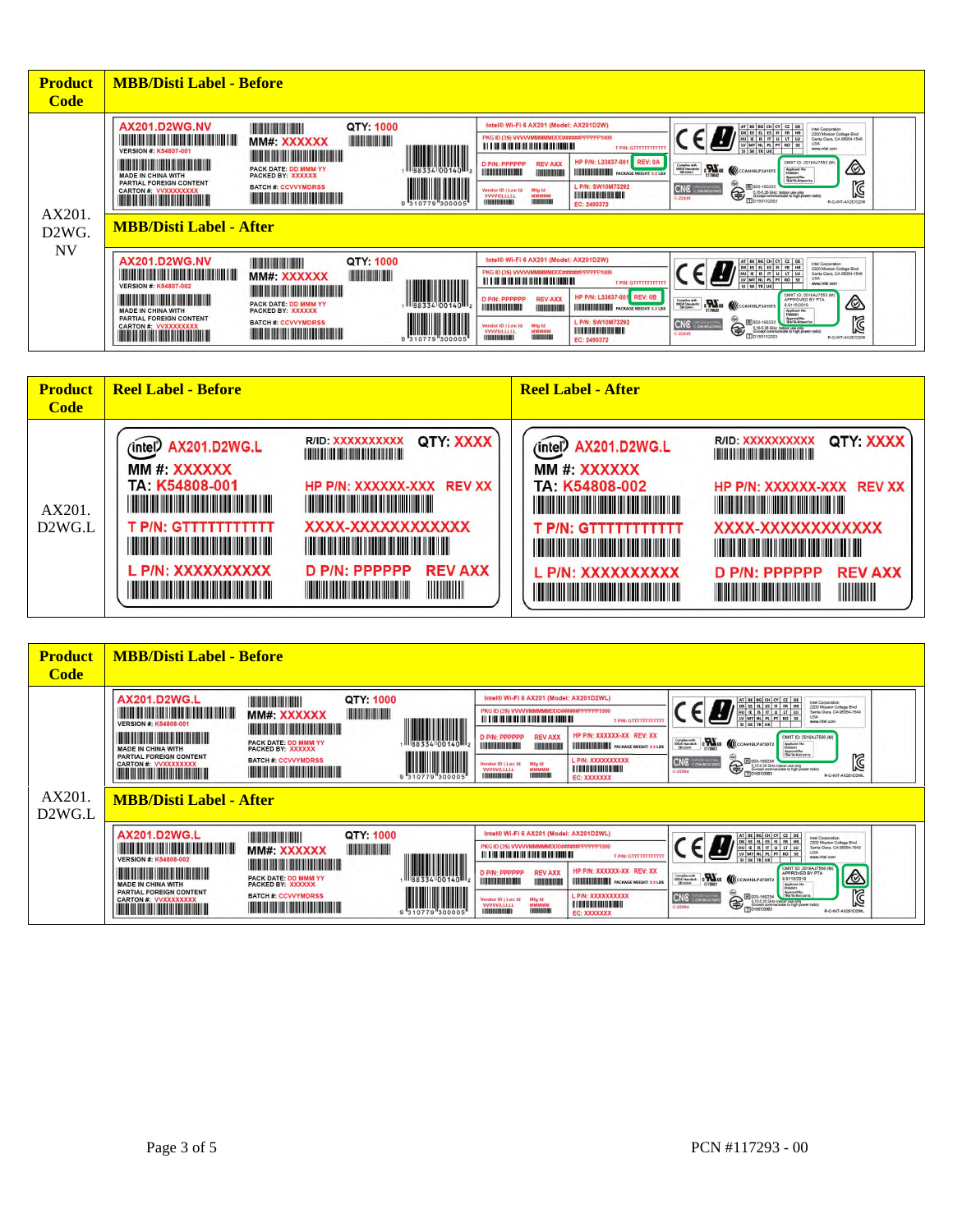| Product Code | MBB/Disti Label - Before |
|---|---|
| AX201. D2WG. NV | AX201.D2WG.NV QTY: 1000 VERSION #: K54807-001 MM#: XXXXXX MADE IN CHINA WITH PARTIAL FOREIGN CONTENT CARTON #: VVXXXXXXXXX PACK DATE: DD MMM YY PACKED BY: XXXXXX BATCH #: CCVVYMDRSS Intel® Wi-Fi 6 AX201 (Model: AX201D2W) D P/N: PPPPPP REV AXX HP P/N: L33637-001 REV: 0A L P/N: SW10M73292 EC: 2490372 |
| | **MBB/Disti Label - After** |
| | AX201.D2WG.NV QTY: 1000 VERSION #: K54807-002 MM#: XXXXXX MADE IN CHINA WITH PARTIAL FOREIGN CONTENT CARTON #: VVXXXXXXXXX PACK DATE: DD MMM YY PACKED BY: XXXXXX BATCH #: CCVVYMDRSS Intel® Wi-Fi 6 AX201 (Model: AX201D2W) D P/N: PPPPPP REV AXX HP P/N: L33637-001 REV: 0B L P/N: SW10M73292 EC: 2490372 |

| Product Code | Reel Label - Before | Reel Label - After |
|---|---|---|
| AX201. D2WG.L | AX201.D2WG.L R/ID: XXXXXXXXXX QTY: XXXX MM #: XXXXXX TA: K54808-001 HP P/N: XXXXXX-XXX REV XX T P/N: GTTTTTTTTTTT XXXX-XXXXXXXXXXXX L P/N: XXXXXXXXX D P/N: PPPPPP REV AXX | AX201.D2WG.L R/ID: XXXXXXXXXX QTY: XXXX MM #: XXXXXX TA: K54808-002 HP P/N: XXXXXX-XXX REV XX T P/N: GTTTTTTTTTTT XXXX-XXXXXXXXXXXX L P/N: XXXXXXXXX D P/N: PPPPPP REV AXX |

| Product Code | MBB/Disti Label - Before |
|---|---|
| AX201. D2WG.L | AX201.D2WG.L QTY: 1000 VERSION #: K54808-001 MM#: XXXXXX MADE IN CHINA WITH PARTIAL FOREIGN CONTENT CARTON #: VVXXXXXXXXX PACK DATE: DD MMM YY PACKED BY: XXXXXX BATCH #: CCVVYMDRSS Intel® Wi-Fi 6 AX201 (Model: AX201D2WL) D P/N: PPPPPP REV AXX HP P/N: XXXXXX-XX REV: XX L P/N: XXXXXXXXXX EC: XXXXXXX |
| | **MBB/Disti Label - After** |
| | AX201.D2WG.L QTY: 1000 VERSION #: K54808-002 MM#: XXXXXX MADE IN CHINA WITH PARTIAL FOREIGN CONTENT CARTON #: VVXXXXXXXXX PACK DATE: DD MMM YY PACKED BY: XXXXXX BATCH #: CCVVYMDRSS Intel® Wi-Fi 6 AX201 (Model: AX201D2WL) D P/N: PPPPPP REV AXX HP P/N: XXXXXX-XX REV: XX L P/N: XXXXXXXXXX EC: XXXXXXX |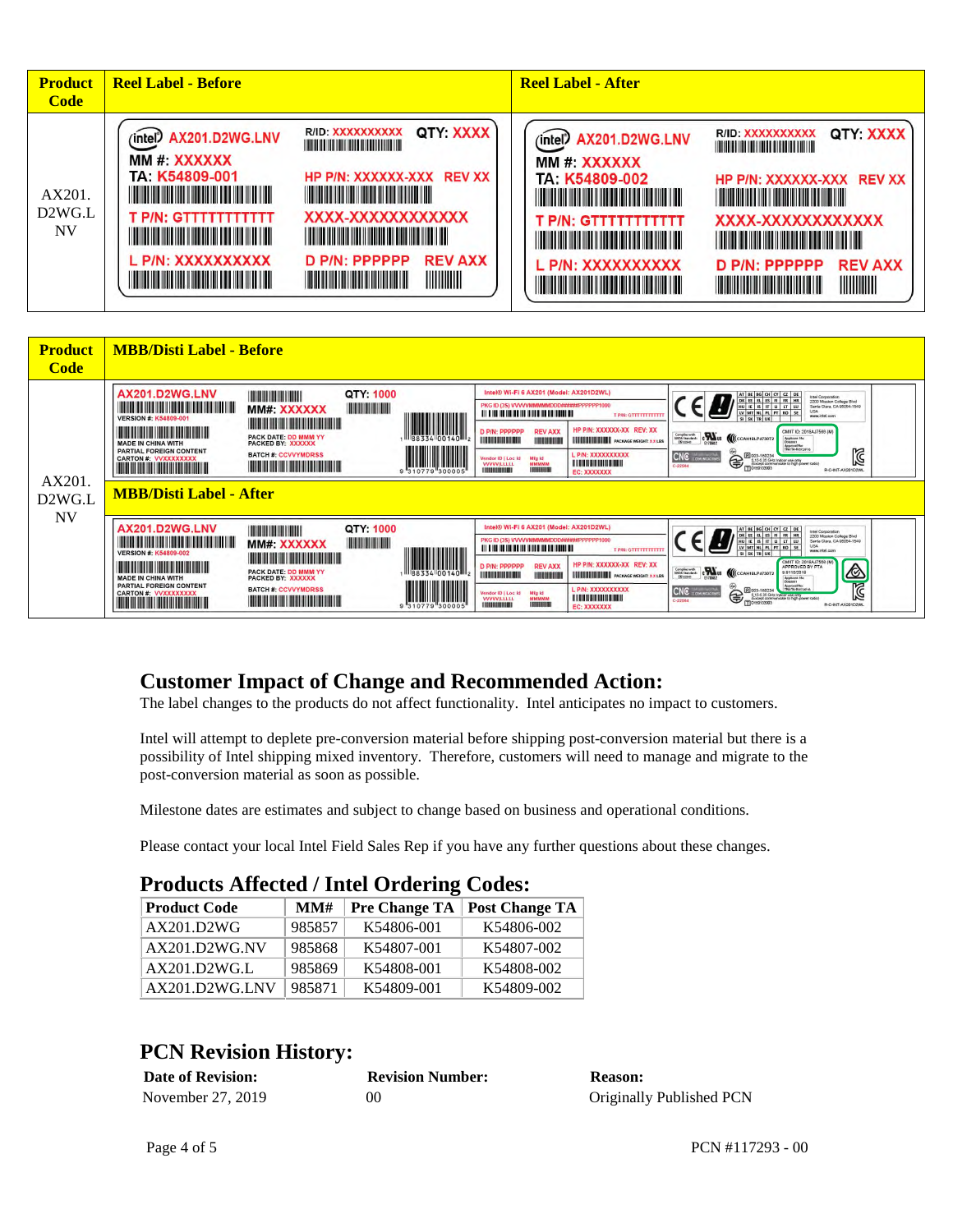| Product Code | Reel Label - Before | Reel Label - After |
|---|---|---|
| AX201.D2WG.LNV | AX201.D2WG.LNV R/ID: XXXXXXXXXX QTY: XXXX MM #: XXXXXX TA: K54809-001 HP P/N: XXXXXX-XXX REV XX T P/N: GTTTTTTTTTTT XXXX-XXXXXXXXXXX L P/N: XXXXXXXXX D P/N: PPPPPP REV AXX | AX201.D2WG.LNV R/ID: XXXXXXXXXX QTY: XXXX MM #: XXXXXX TA: K54809-002 HP P/N: XXXXXX-XXX REV XX T P/N: GTTTTTTTTTTT XXXX-XXXXXXXXXXX L P/N: XXXXXXXXX D P/N: PPPPPP REV AXX |

| Product Code | MBB/Disti Label |
|---|---|
| AX201.D2WG.LNV | **MBB/Disti Label - Before** |
| | AX201.D2WG.LNV QTY: 1000 MM#: XXXXXX VERSION #: K54809-001 MADE IN CHINA WITH PARTIAL FOREIGN CONTENT CARTON #: VVXXXXXXXXX PACK DATE: DD MMM YY PACKED BY: XXXXXX BATCH #: CCVVYMDRSS |
| | **MBB/Disti Label - After** |
| | AX201.D2WG.LNV QTY: 1000 MM#: XXXXXX VERSION #: K54809-002 MADE IN CHINA WITH PARTIAL FOREIGN CONTENT CARTON #: VVXXXXXXXXX PACK DATE: DD MMM YY PACKED BY: XXXXXX BATCH #: CCVVYMDRSS |

## Customer Impact of Change and Recommended Action:

The label changes to the products do not affect functionality. Intel anticipates no impact to customers.

Intel will attempt to deplete pre-conversion material before shipping post-conversion material but there is a possibility of Intel shipping mixed inventory. Therefore, customers will need to manage and migrate to the post-conversion material as soon as possible.

Milestone dates are estimates and subject to change based on business and operational conditions.

Please contact your local Intel Field Sales Rep if you have any further questions about these changes.

## Products Affected / Intel Ordering Codes:

| Product Code | MM# | Pre Change TA | Post Change TA |
|---|---|---|---|
| AX201.D2WG | 985857 | K54806-001 | K54806-002 |
| AX201.D2WG.NV | 985868 | K54807-001 | K54807-002 |
| AX201.D2WG.L | 985869 | K54808-001 | K54808-002 |
| AX201.D2WG.LNV | 985871 | K54809-001 | K54809-002 |

## PCN Revision History:

| Date of Revision: | Revision Number: | Reason: |
|---|---|---|
| November 27, 2019 | 00 | Originally Published PCN |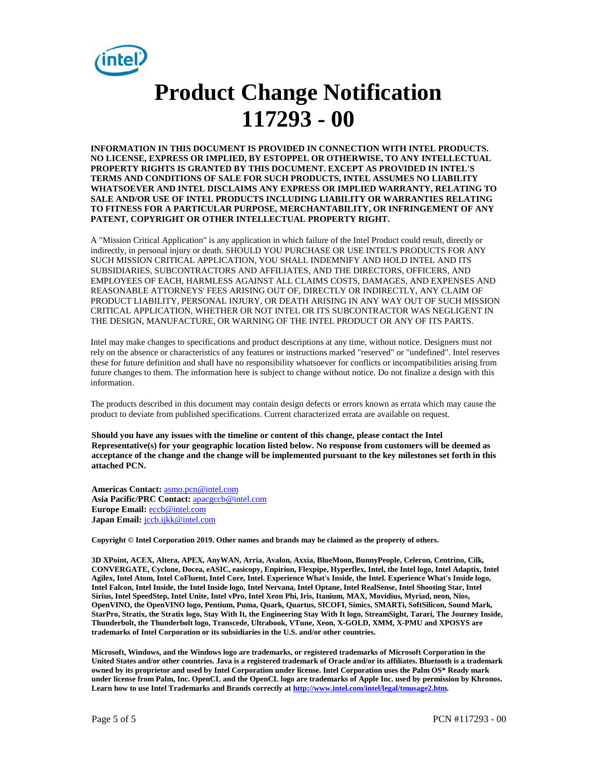# Product Change Notification

# 117293 - 00

**INFORMATION IN THIS DOCUMENT IS PROVIDED IN CONNECTION WITH INTEL PRODUCTS. NO LICENSE, EXPRESS OR IMPLIED, BY ESTOPPEL OR OTHERWISE, TO ANY INTELLECTUAL PROPERTY RIGHTS IS GRANTED BY THIS DOCUMENT. EXCEPT AS PROVIDED IN INTEL'S TERMS AND CONDITIONS OF SALE FOR SUCH PRODUCTS, INTEL ASSUMES NO LIABILITY WHATSOEVER AND INTEL DISCLAIMS ANY EXPRESS OR IMPLIED WARRANTY, RELATING TO SALE AND/OR USE OF INTEL PRODUCTS INCLUDING LIABILITY OR WARRANTIES RELATING TO FITNESS FOR A PARTICULAR PURPOSE, MERCHANTABILITY, OR INFRINGEMENT OF ANY PATENT, COPYRIGHT OR OTHER INTELLECTUAL PROPERTY RIGHT.**

A "Mission Critical Application" is any application in which failure of the Intel Product could result, directly or indirectly, in personal injury or death. SHOULD YOU PURCHASE OR USE INTEL'S PRODUCTS FOR ANY SUCH MISSION CRITICAL APPLICATION, YOU SHALL INDEMNIFY AND HOLD INTEL AND ITS SUBSIDIARIES, SUBCONTRACTORS AND AFFILIATES, AND THE DIRECTORS, OFFICERS, AND EMPLOYEES OF EACH, HARMLESS AGAINST ALL CLAIMS COSTS, DAMAGES, AND EXPENSES AND REASONABLE ATTORNEYS' FEES ARISING OUT OF, DIRECTLY OR INDIRECTLY, ANY CLAIM OF PRODUCT LIABILITY, PERSONAL INJURY, OR DEATH ARISING IN ANY WAY OUT OF SUCH MISSION CRITICAL APPLICATION, WHETHER OR NOT INTEL OR ITS SUBCONTRACTOR WAS NEGLIGENT IN THE DESIGN, MANUFACTURE, OR WARNING OF THE INTEL PRODUCT OR ANY OF ITS PARTS.

Intel may make changes to specifications and product descriptions at any time, without notice. Designers must not rely on the absence or characteristics of any features or instructions marked "reserved" or "undefined". Intel reserves these for future definition and shall have no responsibility whatsoever for conflicts or incompatibilities arising from future changes to them. The information here is subject to change without notice. Do not finalize a design with this information.

The products described in this document may contain design defects or errors known as errata which may cause the product to deviate from published specifications. Current characterized errata are available on request.

**Should you have any issues with the timeline or content of this change, please contact the Intel Representative(s) for your geographic location listed below. No response from customers will be deemed as acceptance of the change and the change will be implemented pursuant to the key milestones set forth in this attached PCN.**

**Americas Contact:** asmo.pcn@intel.com
**Asia Pacific/PRC Contact:** apacgccb@intel.com
**Europe Email:** eccb@intel.com
**Japan Email:** jccb.ijkk@intel.com

**Copyright © Intel Corporation 2019. Other names and brands may be claimed as the property of others.**

**3D XPoint, ACEX, Altera, APEX, AnyWAN, Arria, Avalon, Axxia, BlueMoon, BunnyPeople, Celeron, Centrino, Cilk, CONVERGATE, Cyclone, Docea, eASIC, easicopy, Enpirion, Flexpipe, Hyperflex, Intel, the Intel logo, Intel Adaptix, Intel Agilex, Intel Atom, Intel CoFluent, Intel Core, Intel. Experience What's Inside, the Intel. Experience What's Inside logo, Intel Falcon, Intel Inside, the Intel Inside logo, Intel Nervana, Intel Optane, Intel RealSense, Intel Shooting Star, Intel Sirius, Intel SpeedStep, Intel Unite, Intel vPro, Intel Xeon Phi, Iris, Itanium, MAX, Movidius, Myriad, neon, Nios, OpenVINO, the OpenVINO logo, Pentium, Puma, Quark, Quartus, SICOFI, Simics, SMARTi, SoftSilicon, Sound Mark, StarPro, Stratix, the Stratix logo, Stay With It, the Engineering Stay With It logo, StreamSight, Tarari, The Journey Inside, Thunderbolt, the Thunderbolt logo, Transcede, Ultrabook, VTune, Xeon, X-GOLD, XMM, X-PMU and XPOSYS are trademarks of Intel Corporation or its subsidiaries in the U.S. and/or other countries.**

**Microsoft, Windows, and the Windows logo are trademarks, or registered trademarks of Microsoft Corporation in the United States and/or other countries. Java is a registered trademark of Oracle and/or its affiliates. Bluetooth is a trademark owned by its proprietor and used by Intel Corporation under license. Intel Corporation uses the Palm OS\* Ready mark under license from Palm, Inc. OpenCL and the OpenCL logo are trademarks of Apple Inc. used by permission by Khronos. Learn how to use Intel Trademarks and Brands correctly at http://www.intel.com/intel/legal/tmusage2.htm.**